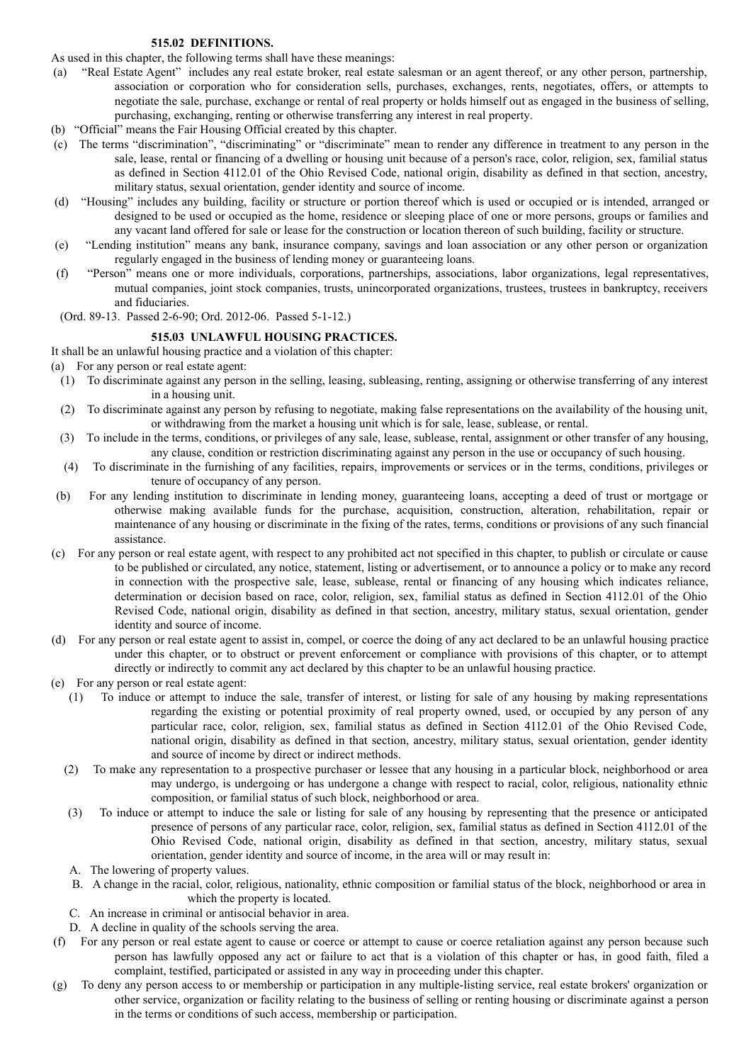### 515.02 DEFINITIONS.

As used in this chapter, the following terms shall have these meanings:

(a) "Real Estate Agent" includes any real estate broker, real estate salesman or an agent thereof, or any other person, partnership, association or corporation who for consideration sells, purchases, exchanges, rents, negotiates, offers, or attempts to negotiate the sale, purchase, exchange or rental of real property or holds himself out as engaged in the business of selling, purchasing, exchanging, renting or otherwise transferring any interest in real property.

(b) "Official" means the Fair Housing Official created by this chapter.

(c) The terms "discrimination", "discriminating" or "discriminate" mean to render any difference in treatment to any person in the sale, lease, rental or financing of a dwelling or housing unit because of a person's race, color, religion, sex, familial status as defined in Section 4112.01 of the Ohio Revised Code, national origin, disability as defined in that section, ancestry, military status, sexual orientation, gender identity and source of income.

(d) "Housing" includes any building, facility or structure or portion thereof which is used or occupied or is intended, arranged or designed to be used or occupied as the home, residence or sleeping place of one or more persons, groups or families and any vacant land offered for sale or lease for the construction or location thereon of such building, facility or structure.

(e) "Lending institution" means any bank, insurance company, savings and loan association or any other person or organization regularly engaged in the business of lending money or guaranteeing loans.

(f) "Person" means one or more individuals, corporations, partnerships, associations, labor organizations, legal representatives, mutual companies, joint stock companies, trusts, unincorporated organizations, trustees, trustees in bankruptcy, receivers and fiduciaries.

(Ord. 89-13. Passed 2-6-90; Ord. 2012-06. Passed 5-1-12.)

### 515.03 UNLAWFUL HOUSING PRACTICES.

It shall be an unlawful housing practice and a violation of this chapter:

(a) For any person or real estate agent:

(1) To discriminate against any person in the selling, leasing, subleasing, renting, assigning or otherwise transferring of any interest in a housing unit.

(2) To discriminate against any person by refusing to negotiate, making false representations on the availability of the housing unit, or withdrawing from the market a housing unit which is for sale, lease, sublease, or rental.

(3) To include in the terms, conditions, or privileges of any sale, lease, sublease, rental, assignment or other transfer of any housing, any clause, condition or restriction discriminating against any person in the use or occupancy of such housing.

(4) To discriminate in the furnishing of any facilities, repairs, improvements or services or in the terms, conditions, privileges or tenure of occupancy of any person.

(b) For any lending institution to discriminate in lending money, guaranteeing loans, accepting a deed of trust or mortgage or otherwise making available funds for the purchase, acquisition, construction, alteration, rehabilitation, repair or maintenance of any housing or discriminate in the fixing of the rates, terms, conditions or provisions of any such financial assistance.

(c) For any person or real estate agent, with respect to any prohibited act not specified in this chapter, to publish or circulate or cause to be published or circulated, any notice, statement, listing or advertisement, or to announce a policy or to make any record in connection with the prospective sale, lease, sublease, rental or financing of any housing which indicates reliance, determination or decision based on race, color, religion, sex, familial status as defined in Section 4112.01 of the Ohio Revised Code, national origin, disability as defined in that section, ancestry, military status, sexual orientation, gender identity and source of income.

(d) For any person or real estate agent to assist in, compel, or coerce the doing of any act declared to be an unlawful housing practice under this chapter, or to obstruct or prevent enforcement or compliance with provisions of this chapter, or to attempt directly or indirectly to commit any act declared by this chapter to be an unlawful housing practice.

(e) For any person or real estate agent:

(1) To induce or attempt to induce the sale, transfer of interest, or listing for sale of any housing by making representations regarding the existing or potential proximity of real property owned, used, or occupied by any person of any particular race, color, religion, sex, familial status as defined in Section 4112.01 of the Ohio Revised Code, national origin, disability as defined in that section, ancestry, military status, sexual orientation, gender identity and source of income by direct or indirect methods.

(2) To make any representation to a prospective purchaser or lessee that any housing in a particular block, neighborhood or area may undergo, is undergoing or has undergone a change with respect to racial, color, religious, nationality ethnic composition, or familial status of such block, neighborhood or area.

(3) To induce or attempt to induce the sale or listing for sale of any housing by representing that the presence or anticipated presence of persons of any particular race, color, religion, sex, familial status as defined in Section 4112.01 of the Ohio Revised Code, national origin, disability as defined in that section, ancestry, military status, sexual orientation, gender identity and source of income, in the area will or may result in:

A. The lowering of property values.

B. A change in the racial, color, religious, nationality, ethnic composition or familial status of the block, neighborhood or area in which the property is located.

C. An increase in criminal or antisocial behavior in area.

D. A decline in quality of the schools serving the area.

(f) For any person or real estate agent to cause or coerce or attempt to cause or coerce retaliation against any person because such person has lawfully opposed any act or failure to act that is a violation of this chapter or has, in good faith, filed a complaint, testified, participated or assisted in any way in proceeding under this chapter.

(g) To deny any person access to or membership or participation in any multiple-listing service, real estate brokers' organization or other service, organization or facility relating to the business of selling or renting housing or discriminate against a person in the terms or conditions of such access, membership or participation.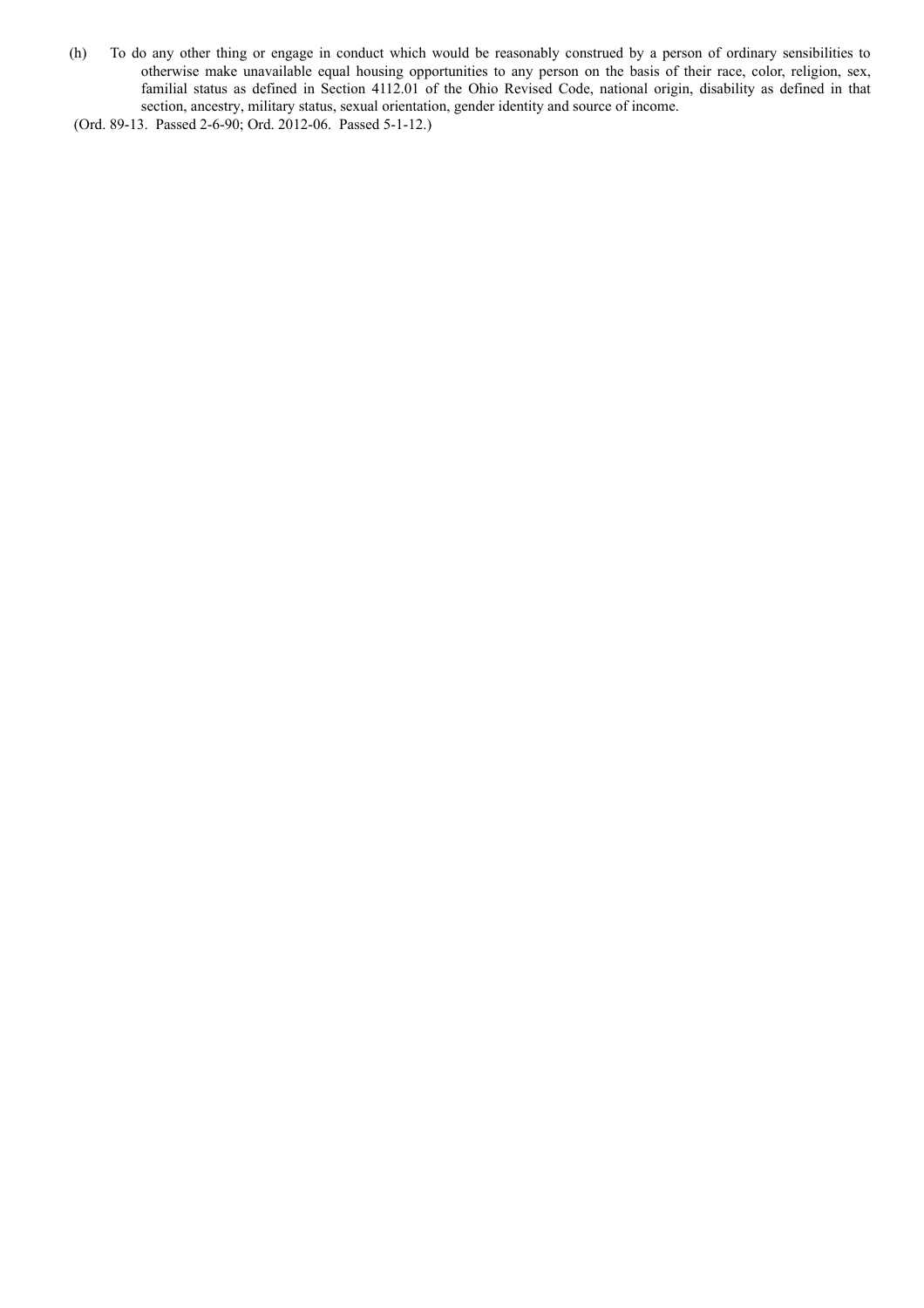(h) To do any other thing or engage in conduct which would be reasonably construed by a person of ordinary sensibilities to otherwise make unavailable equal housing opportunities to any person on the basis of their race, color, religion, sex, familial status as defined in Section 4112.01 of the Ohio Revised Code, national origin, disability as defined in that section, ancestry, military status, sexual orientation, gender identity and source of income.

(Ord. 89-13. Passed 2-6-90; Ord. 2012-06. Passed 5-1-12.)